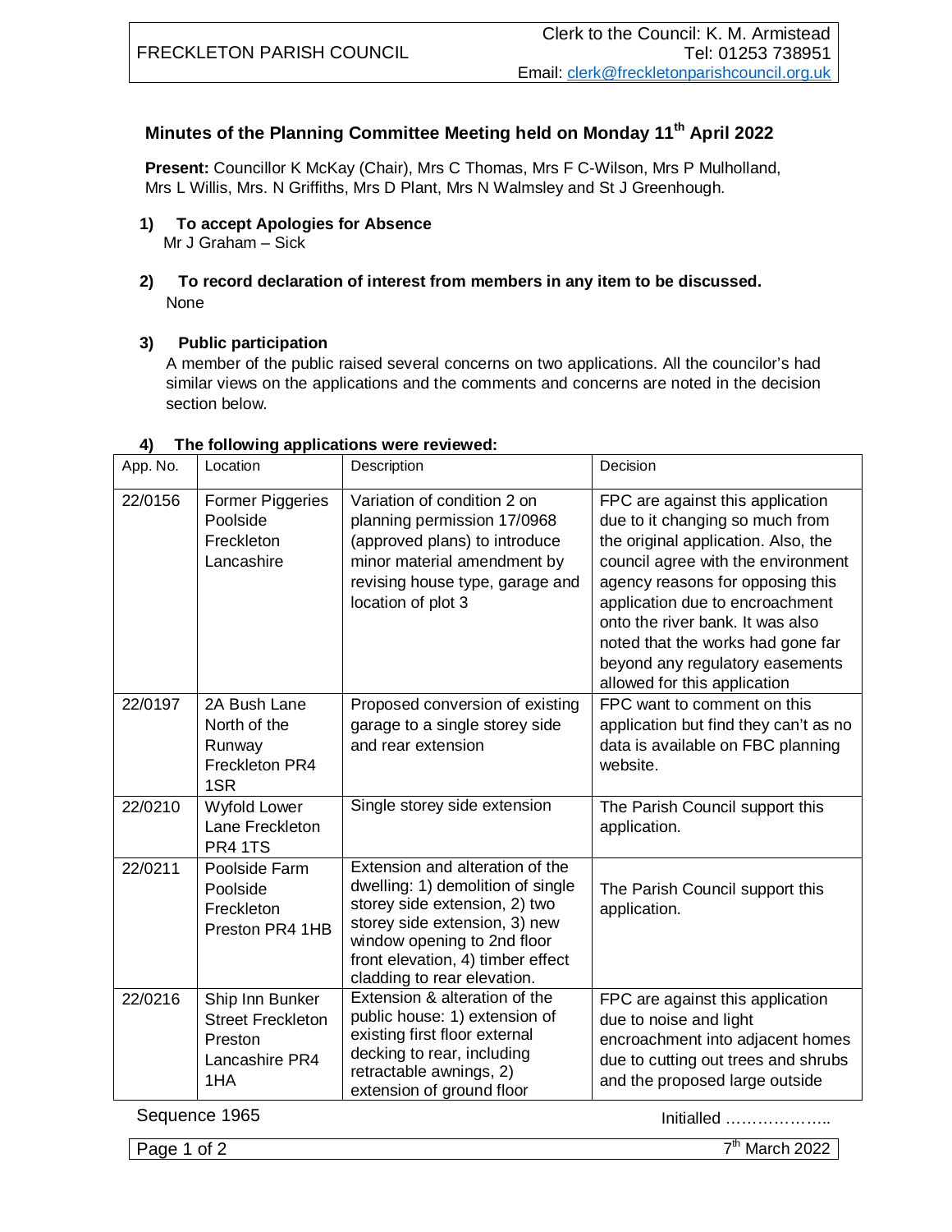FRECKLETON PARISH COUNCIL

Clerk to the Council: K. M. Armistead
Tel: 01253 738951
Email: clerk@freckletonparishcouncil.org.uk

## Minutes of the Planning Committee Meeting held on Monday 11th April 2022

**Present:** Councillor K McKay (Chair), Mrs C Thomas, Mrs F C-Wilson, Mrs P Mulholland, Mrs L Willis, Mrs. N Griffiths, Mrs D Plant, Mrs N Walmsley and St J Greenhough.

**1) To accept Apologies for Absence**

Mr J Graham – Sick

**2) To record declaration of interest from members in any item to be discussed.**

None

**3) Public participation**

A member of the public raised several concerns on two applications. All the councilor's had similar views on the applications and the comments and concerns are noted in the decision section below.

**4) The following applications were reviewed:**

| App. No. | Location | Description | Decision |
|---|---|---|---|
| 22/0156 | Former Piggeries Poolside Freckleton Lancashire | Variation of condition 2 on planning permission 17/0968 (approved plans) to introduce minor material amendment by revising house type, garage and location of plot 3 | FPC are against this application due to it changing so much from the original application. Also, the council agree with the environment agency reasons for opposing this application due to encroachment onto the river bank. It was also noted that the works had gone far beyond any regulatory easements allowed for this application |
| 22/0197 | 2A Bush Lane North of the Runway Freckleton PR4 1SR | Proposed conversion of existing garage to a single storey side and rear extension | FPC want to comment on this application but find they can't as no data is available on FBC planning website. |
| 22/0210 | Wyfold Lower Lane Freckleton PR4 1TS | Single storey side extension | The Parish Council support this application. |
| 22/0211 | Poolside Farm Poolside Freckleton Preston PR4 1HB | Extension and alteration of the dwelling: 1) demolition of single storey side extension, 2) two storey side extension, 3) new window opening to 2nd floor front elevation, 4) timber effect cladding to rear elevation. | The Parish Council support this application. |
| 22/0216 | Ship Inn Bunker Street Freckleton Preston Lancashire PR4 1HA | Extension & alteration of the public house: 1) extension of existing first floor external decking to rear, including retractable awnings, 2) extension of ground floor | FPC are against this application due to noise and light encroachment into adjacent homes due to cutting out trees and shrubs and the proposed large outside |

Sequence 1965

Initialled ………………..

7th March 2022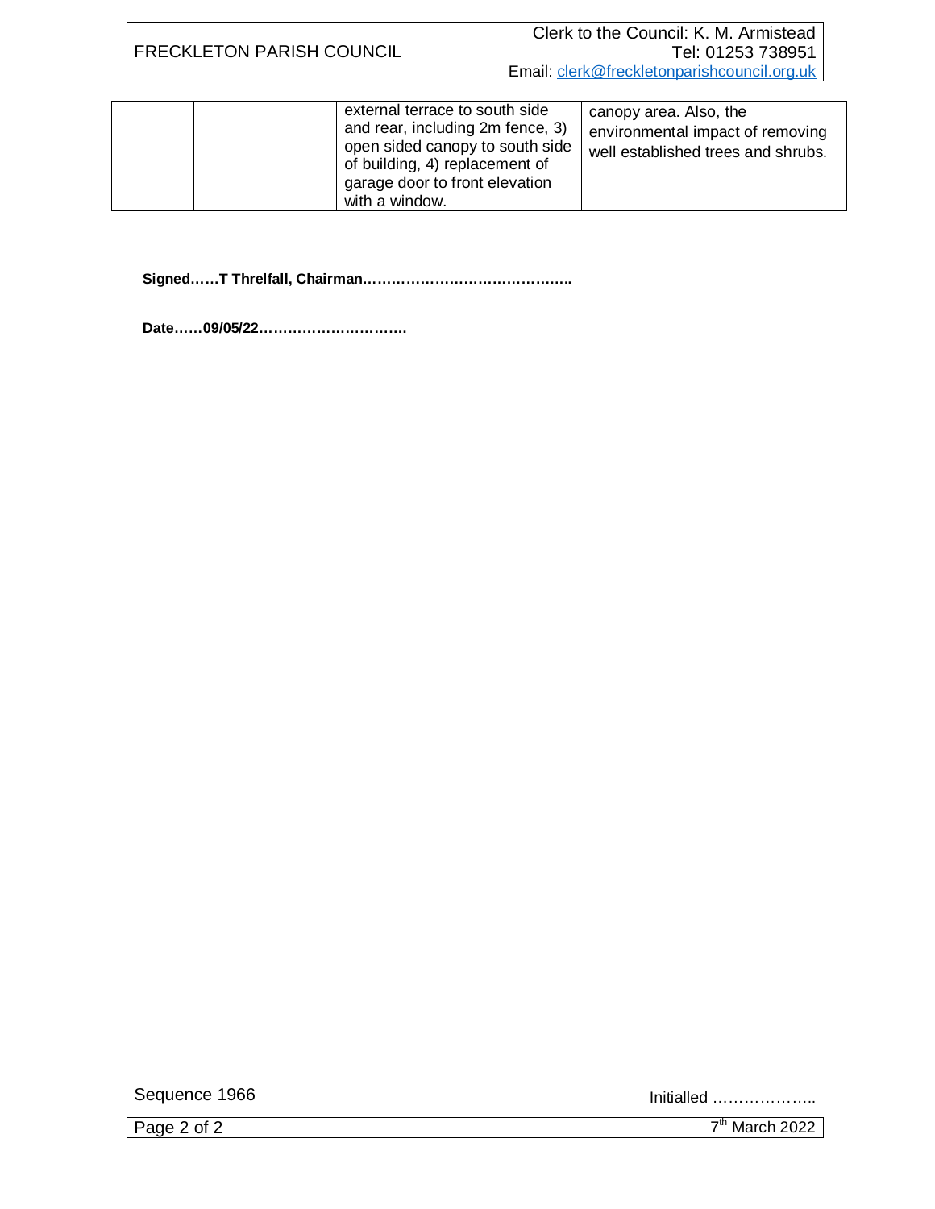| | | | |
|---|---|---|---|
| | | external terrace to south side and rear, including 2m fence, 3) open sided canopy to south side of building, 4) replacement of garage door to front elevation with a window. | canopy area. Also, the environmental impact of removing well established trees and shrubs. |

**Signed……T Threlfall, Chairman……………………………………..**

**Date……09/05/22…………………………**

Sequence 1966

Initialled ………………..